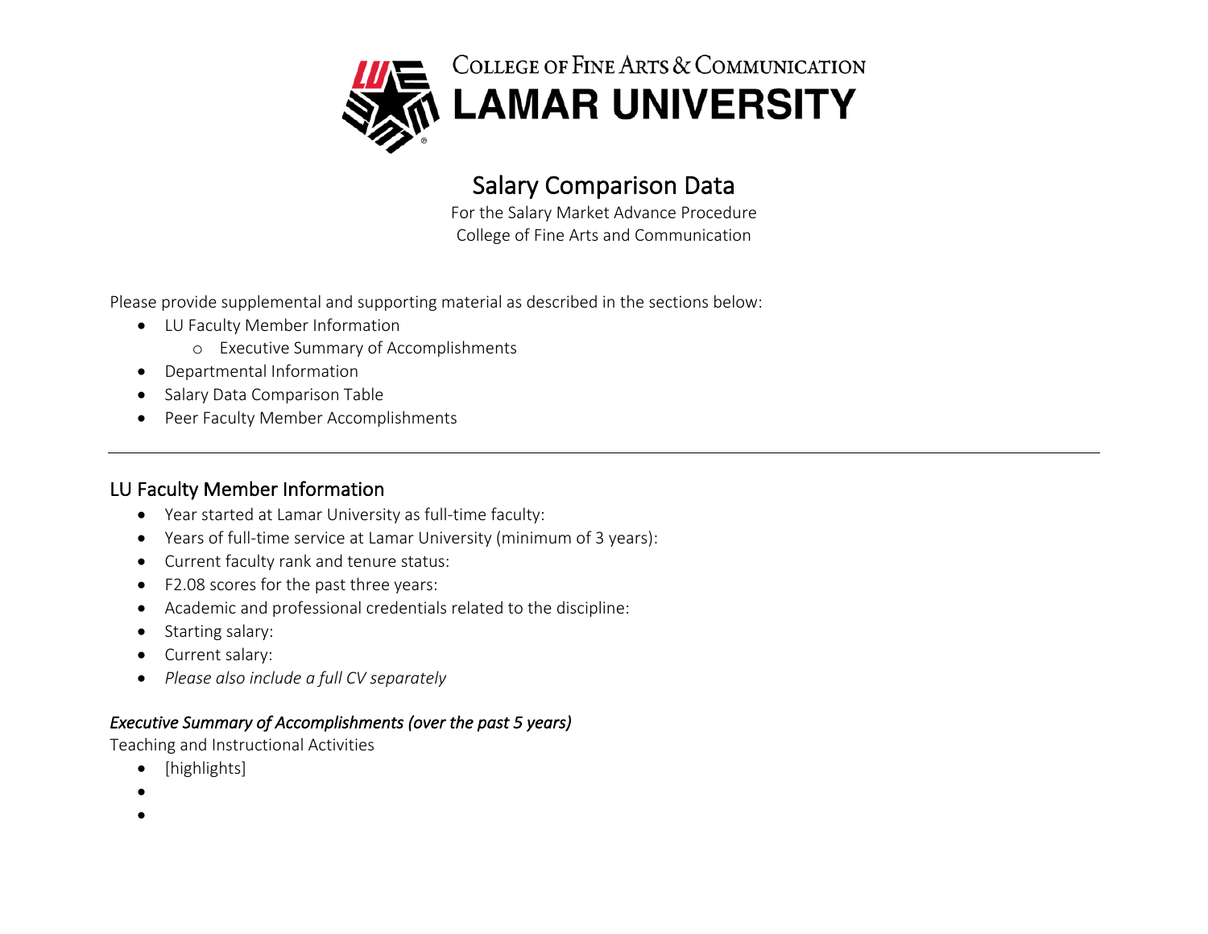College of Fine Arts & Communication
LAMAR UNIVERSITY

# Salary Comparison Data

For the Salary Market Advance Procedure
College of Fine Arts and Communication

Please provide supplemental and supporting material as described in the sections below:

- LU Faculty Member Information
    - Executive Summary of Accomplishments
- Departmental Information
- Salary Data Comparison Table
- Peer Faculty Member Accomplishments

---

## LU Faculty Member Information

- Year started at Lamar University as full-time faculty:
- Years of full-time service at Lamar University (minimum of 3 years):
- Current faculty rank and tenure status:
- F2.08 scores for the past three years:
- Academic and professional credentials related to the discipline:
- Starting salary:
- Current salary:
- *Please also include a full CV separately*

### *Executive Summary of Accomplishments (over the past 5 years)*

Teaching and Instructional Activities

- [highlights]
-
-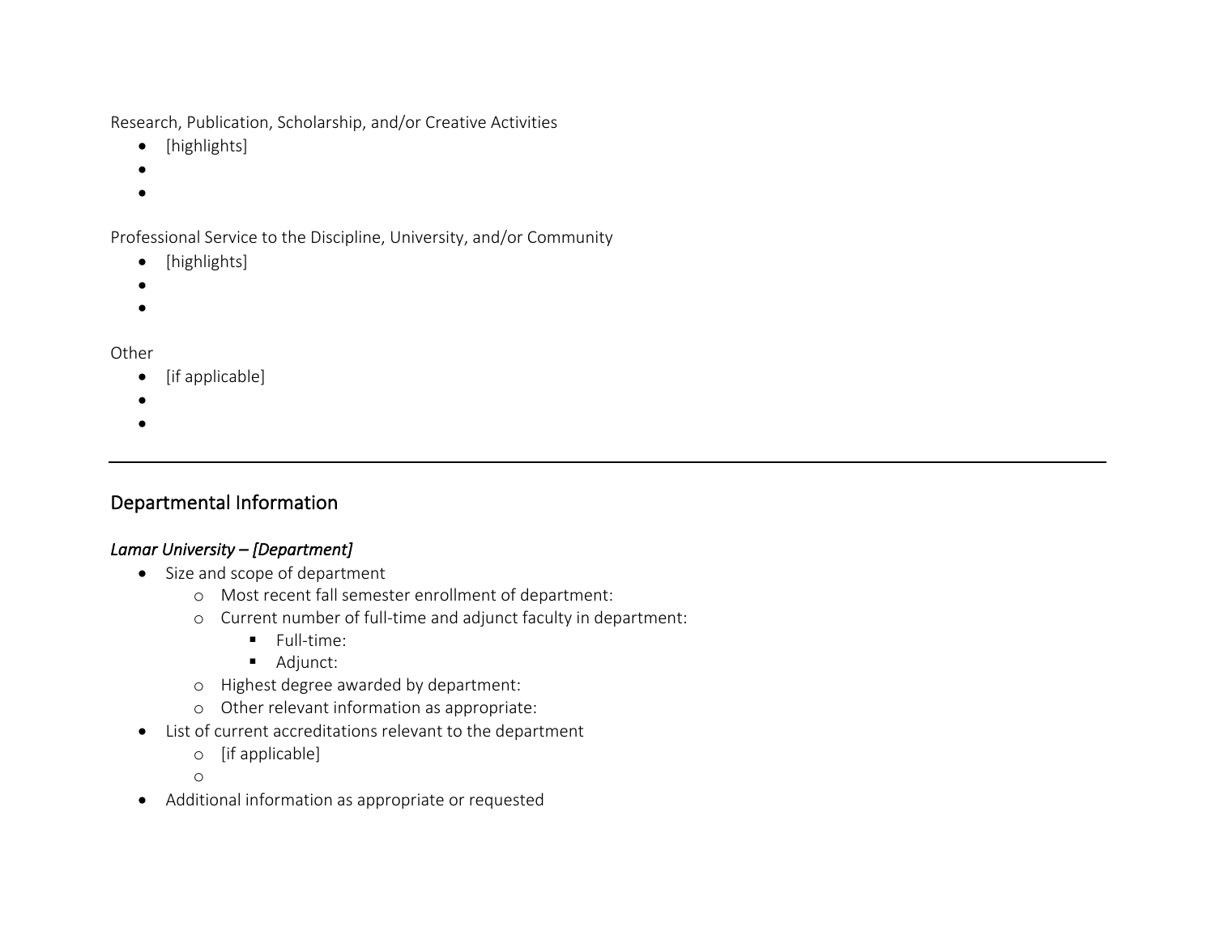Research, Publication, Scholarship, and/or Creative Activities

- [highlights]
- 
- 

Professional Service to the Discipline, University, and/or Community

- [highlights]
- 
- 

Other

- [if applicable]
- 
- 

---

## Departmental Information

### *Lamar University – [Department]*

- Size and scope of department
  - Most recent fall semester enrollment of department:
  - Current number of full-time and adjunct faculty in department:
    - Full-time:
    - Adjunct:
  - Highest degree awarded by department:
  - Other relevant information as appropriate:
- List of current accreditations relevant to the department
  - [if applicable]
  - 
- Additional information as appropriate or requested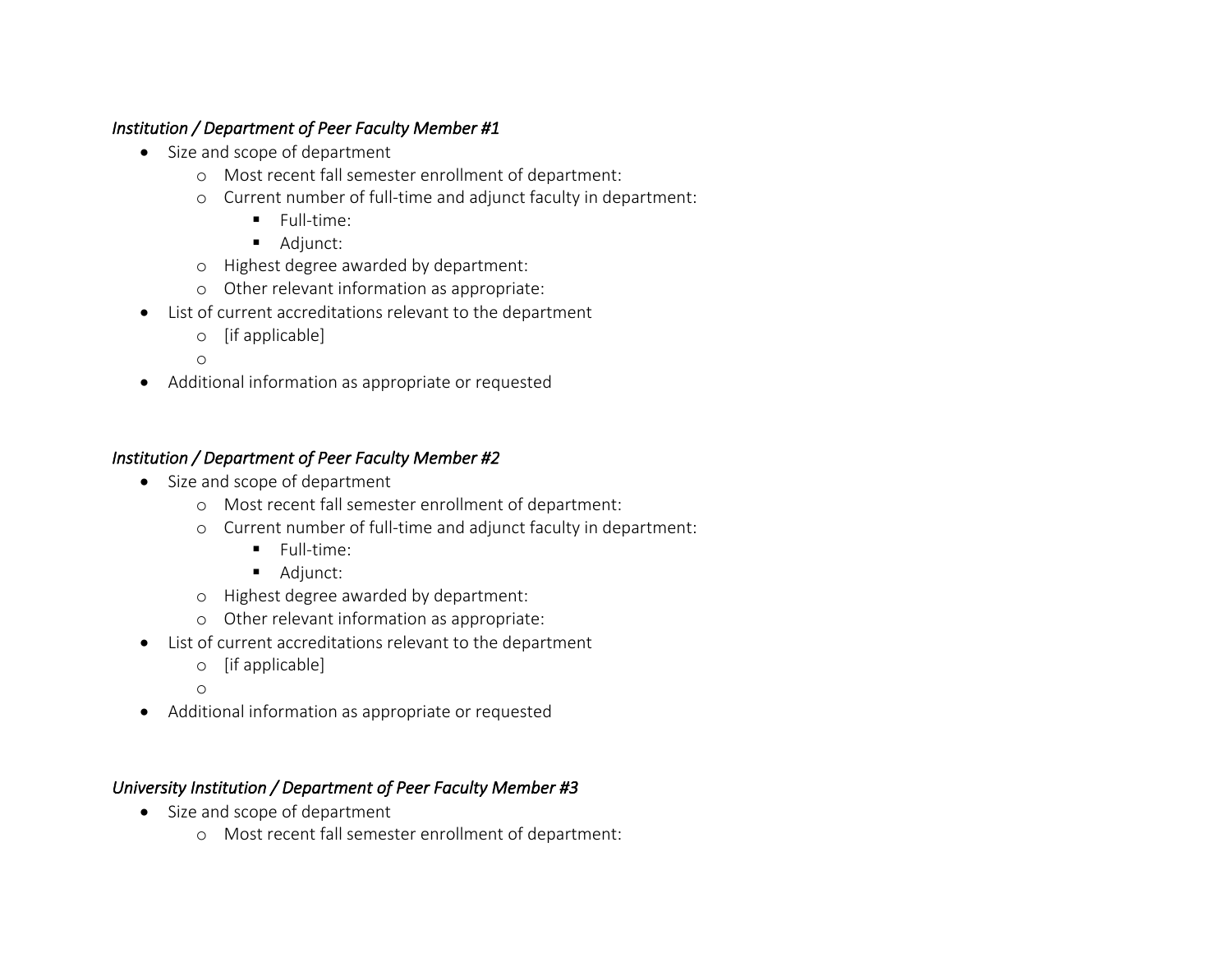*Institution / Department of Peer Faculty Member #1*

- Size and scope of department
    - Most recent fall semester enrollment of department:
    - Current number of full-time and adjunct faculty in department:
        - Full-time:
        - Adjunct:
    - Highest degree awarded by department:
    - Other relevant information as appropriate:
- List of current accreditations relevant to the department
    - [if applicable]
    -
- Additional information as appropriate or requested

*Institution / Department of Peer Faculty Member #2*

- Size and scope of department
    - Most recent fall semester enrollment of department:
    - Current number of full-time and adjunct faculty in department:
        - Full-time:
        - Adjunct:
    - Highest degree awarded by department:
    - Other relevant information as appropriate:
- List of current accreditations relevant to the department
    - [if applicable]
    -
- Additional information as appropriate or requested

*University Institution / Department of Peer Faculty Member #3*

- Size and scope of department
    - Most recent fall semester enrollment of department: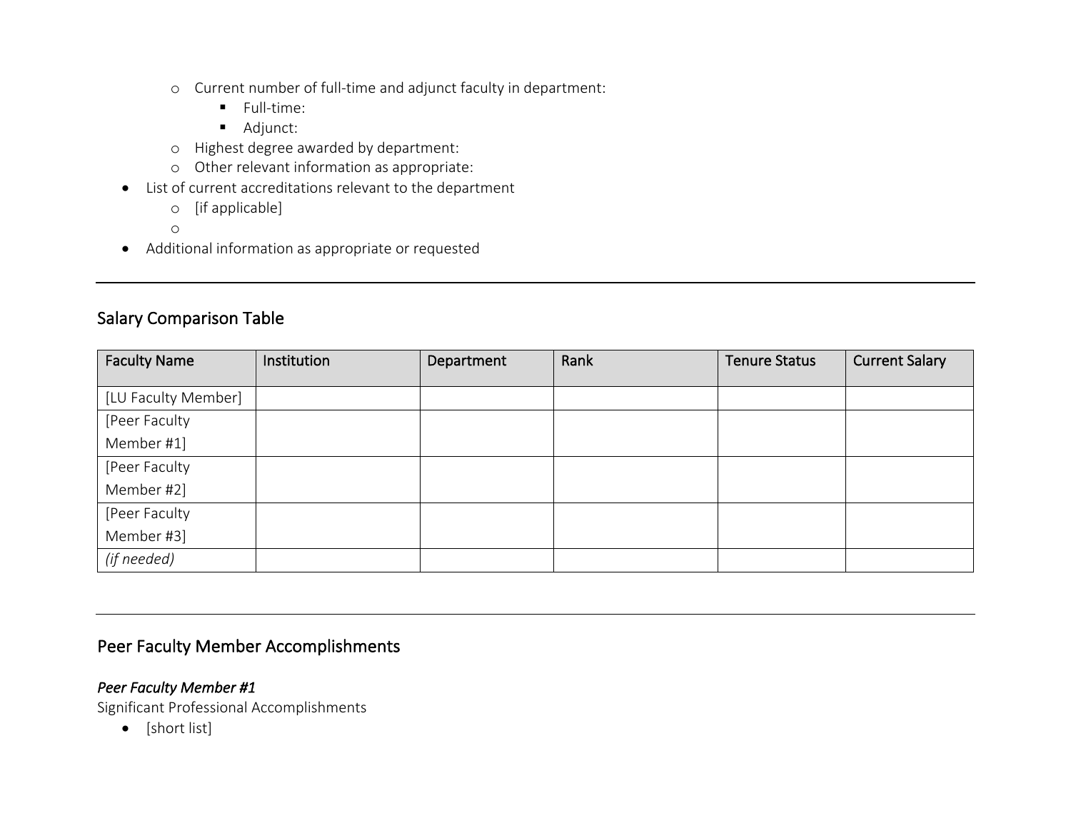- Current number of full-time and adjunct faculty in department:
  - Full-time:
  - Adjunct:
- Highest degree awarded by department:
- Other relevant information as appropriate:

- List of current accreditations relevant to the department
  - [if applicable]
  -
- Additional information as appropriate or requested

---

## Salary Comparison Table

| Faculty Name | Institution | Department | Rank | Tenure Status | Current Salary |
|---|---|---|---|---|---|
| [LU Faculty Member] | | | | | |
| [Peer Faculty Member #1] | | | | | |
| [Peer Faculty Member #2] | | | | | |
| [Peer Faculty Member #3] | | | | | |
| *(if needed)* | | | | | |

---

## Peer Faculty Member Accomplishments

### *Peer Faculty Member #1*

Significant Professional Accomplishments

- [short list]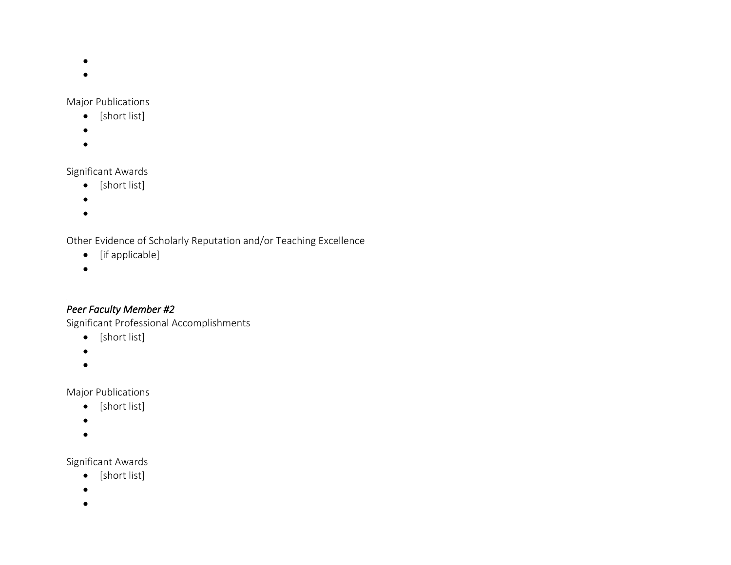- 
- 

Major Publications

- [short list]
- 
- 

Significant Awards

- [short list]
- 
- 

Other Evidence of Scholarly Reputation and/or Teaching Excellence

- [if applicable]
- 

*Peer Faculty Member #2*

Significant Professional Accomplishments

- [short list]
- 
- 

Major Publications

- [short list]
- 
- 

Significant Awards

- [short list]
- 
-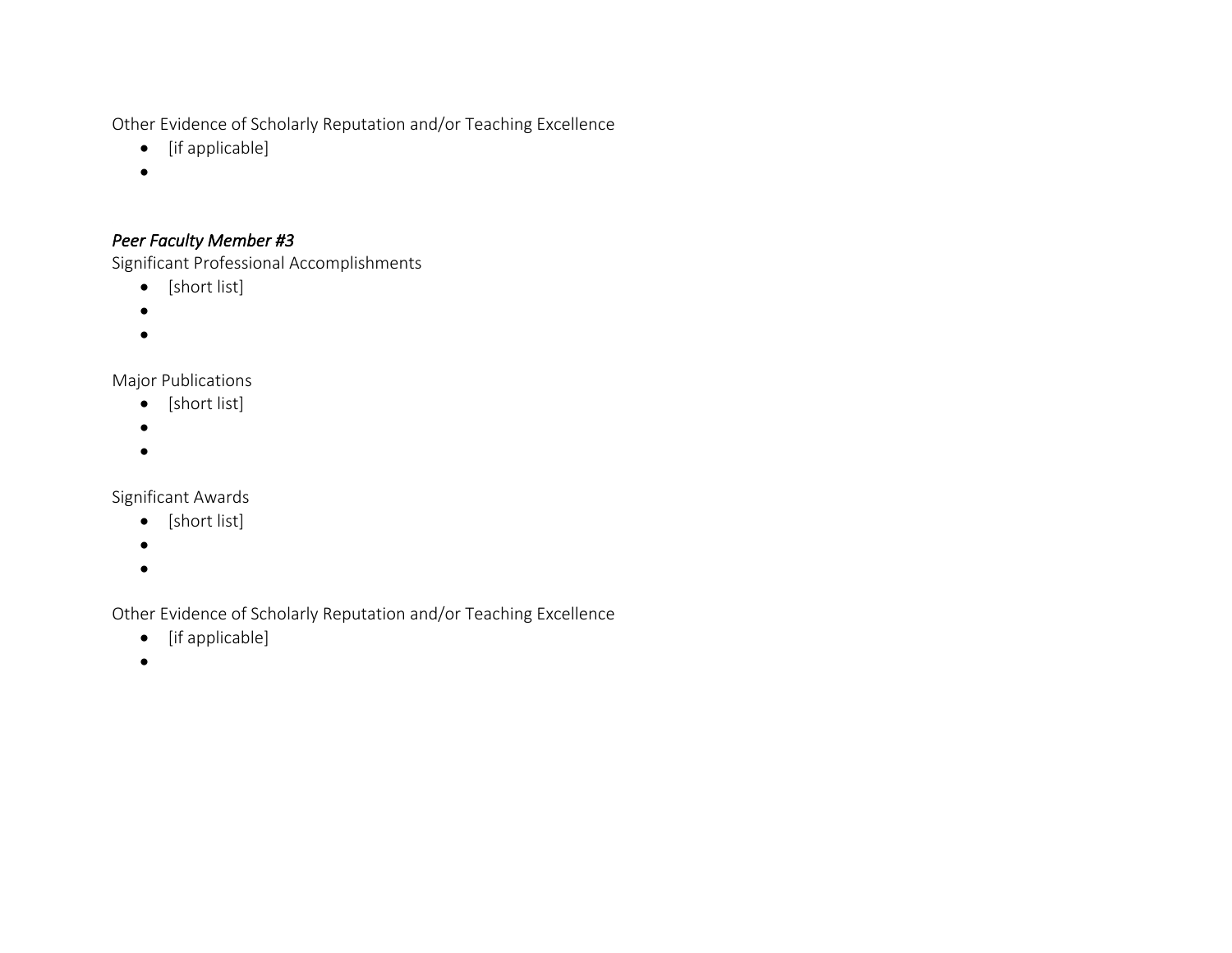Other Evidence of Scholarly Reputation and/or Teaching Excellence

- [if applicable]
- 

*Peer Faculty Member #3*

Significant Professional Accomplishments

- [short list]
- 
- 

Major Publications

- [short list]
- 
- 

Significant Awards

- [short list]
- 
- 

Other Evidence of Scholarly Reputation and/or Teaching Excellence

- [if applicable]
-